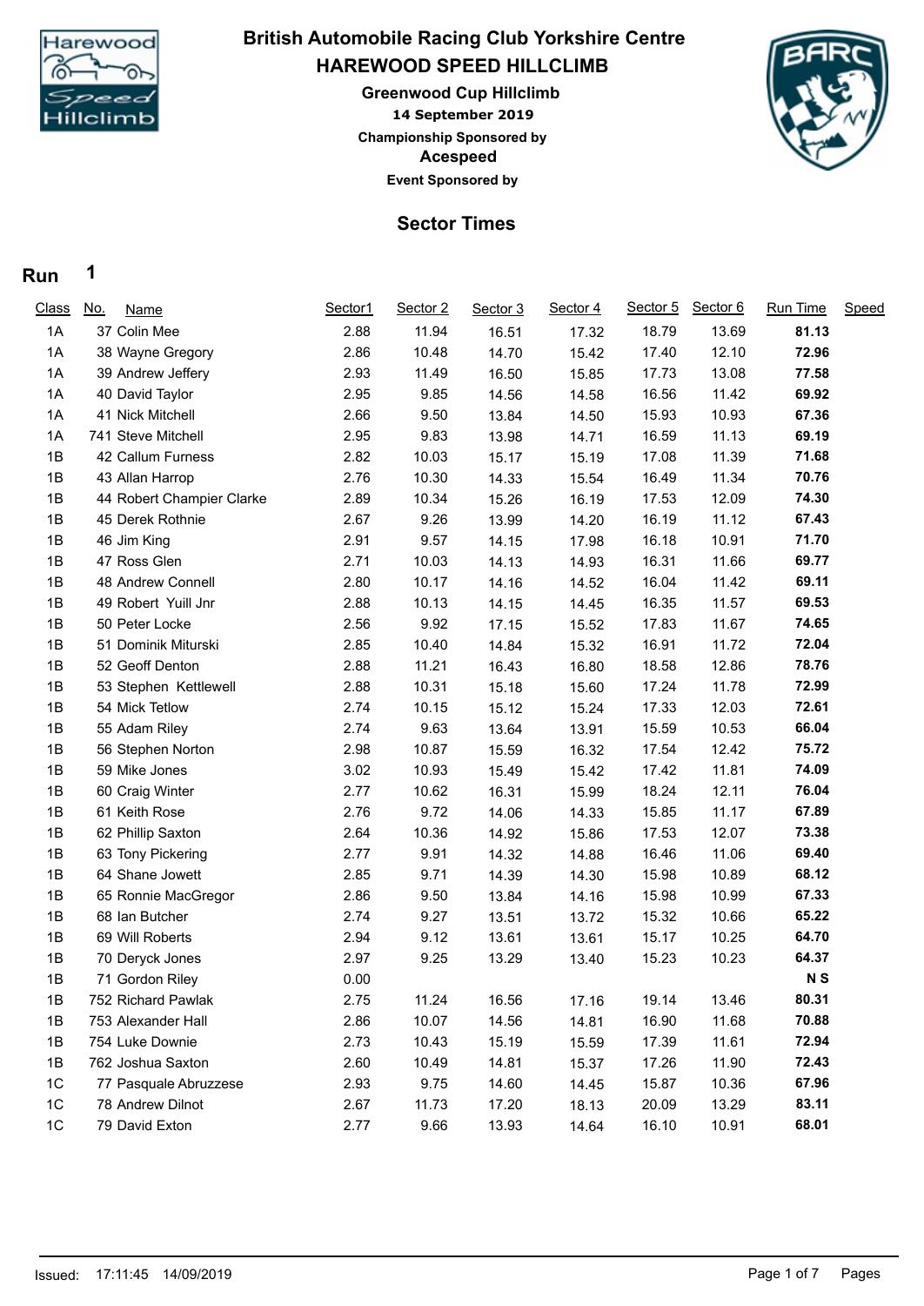# British Automobile Racing Club Yorkshire Centre

## HAREWOOD SPEED HILLCLIMB

### Greenwood Cup Hillclimb

**14 September 2019**

**Championship Sponsored by**

**Acespeed**

**Event Sponsored by**

## Sector Times

**Run 1**

| Class | No. | Name | Sector1 | Sector 2 | Sector 3 | Sector 4 | Sector 5 | Sector 6 | Run Time | Speed |
|---|---|---|---|---|---|---|---|---|---|---|
| 1A | 37 | Colin Mee | 2.88 | 11.94 | 16.51 | 17.32 | 18.79 | 13.69 | **81.13** | |
| 1A | 38 | Wayne Gregory | 2.86 | 10.48 | 14.70 | 15.42 | 17.40 | 12.10 | **72.96** | |
| 1A | 39 | Andrew Jeffery | 2.93 | 11.49 | 16.50 | 15.85 | 17.73 | 13.08 | **77.58** | |
| 1A | 40 | David Taylor | 2.95 | 9.85 | 14.56 | 14.58 | 16.56 | 11.42 | **69.92** | |
| 1A | 41 | Nick Mitchell | 2.66 | 9.50 | 13.84 | 14.50 | 15.93 | 10.93 | **67.36** | |
| 1A | 741 | Steve Mitchell | 2.95 | 9.83 | 13.98 | 14.71 | 16.59 | 11.13 | **69.19** | |
| 1B | 42 | Callum Furness | 2.82 | 10.03 | 15.17 | 15.19 | 17.08 | 11.39 | **71.68** | |
| 1B | 43 | Allan Harrop | 2.76 | 10.30 | 14.33 | 15.54 | 16.49 | 11.34 | **70.76** | |
| 1B | 44 | Robert Champier Clarke | 2.89 | 10.34 | 15.26 | 16.19 | 17.53 | 12.09 | **74.30** | |
| 1B | 45 | Derek Rothnie | 2.67 | 9.26 | 13.99 | 14.20 | 16.19 | 11.12 | **67.43** | |
| 1B | 46 | Jim King | 2.91 | 9.57 | 14.15 | 17.98 | 16.18 | 10.91 | **71.70** | |
| 1B | 47 | Ross Glen | 2.71 | 10.03 | 14.13 | 14.93 | 16.31 | 11.66 | **69.77** | |
| 1B | 48 | Andrew Connell | 2.80 | 10.17 | 14.16 | 14.52 | 16.04 | 11.42 | **69.11** | |
| 1B | 49 | Robert Yuill Jnr | 2.88 | 10.13 | 14.15 | 14.45 | 16.35 | 11.57 | **69.53** | |
| 1B | 50 | Peter Locke | 2.56 | 9.92 | 17.15 | 15.52 | 17.83 | 11.67 | **74.65** | |
| 1B | 51 | Dominik Miturski | 2.85 | 10.40 | 14.84 | 15.32 | 16.91 | 11.72 | **72.04** | |
| 1B | 52 | Geoff Denton | 2.88 | 11.21 | 16.43 | 16.80 | 18.58 | 12.86 | **78.76** | |
| 1B | 53 | Stephen Kettlewell | 2.88 | 10.31 | 15.18 | 15.60 | 17.24 | 11.78 | **72.99** | |
| 1B | 54 | Mick Tetlow | 2.74 | 10.15 | 15.12 | 15.24 | 17.33 | 12.03 | **72.61** | |
| 1B | 55 | Adam Riley | 2.74 | 9.63 | 13.64 | 13.91 | 15.59 | 10.53 | **66.04** | |
| 1B | 56 | Stephen Norton | 2.98 | 10.87 | 15.59 | 16.32 | 17.54 | 12.42 | **75.72** | |
| 1B | 59 | Mike Jones | 3.02 | 10.93 | 15.49 | 15.42 | 17.42 | 11.81 | **74.09** | |
| 1B | 60 | Craig Winter | 2.77 | 10.62 | 16.31 | 15.99 | 18.24 | 12.11 | **76.04** | |
| 1B | 61 | Keith Rose | 2.76 | 9.72 | 14.06 | 14.33 | 15.85 | 11.17 | **67.89** | |
| 1B | 62 | Phillip Saxton | 2.64 | 10.36 | 14.92 | 15.86 | 17.53 | 12.07 | **73.38** | |
| 1B | 63 | Tony Pickering | 2.77 | 9.91 | 14.32 | 14.88 | 16.46 | 11.06 | **69.40** | |
| 1B | 64 | Shane Jowett | 2.85 | 9.71 | 14.39 | 14.30 | 15.98 | 10.89 | **68.12** | |
| 1B | 65 | Ronnie MacGregor | 2.86 | 9.50 | 13.84 | 14.16 | 15.98 | 10.99 | **67.33** | |
| 1B | 68 | Ian Butcher | 2.74 | 9.27 | 13.51 | 13.72 | 15.32 | 10.66 | **65.22** | |
| 1B | 69 | Will Roberts | 2.94 | 9.12 | 13.61 | 13.61 | 15.17 | 10.25 | **64.70** | |
| 1B | 70 | Deryck Jones | 2.97 | 9.25 | 13.29 | 13.40 | 15.23 | 10.23 | **64.37** | |
| 1B | 71 | Gordon Riley | 0.00 | | | | | | **N S** | |
| 1B | 752 | Richard Pawlak | 2.75 | 11.24 | 16.56 | 17.16 | 19.14 | 13.46 | **80.31** | |
| 1B | 753 | Alexander Hall | 2.86 | 10.07 | 14.56 | 14.81 | 16.90 | 11.68 | **70.88** | |
| 1B | 754 | Luke Downie | 2.73 | 10.43 | 15.19 | 15.59 | 17.39 | 11.61 | **72.94** | |
| 1B | 762 | Joshua Saxton | 2.60 | 10.49 | 14.81 | 15.37 | 17.26 | 11.90 | **72.43** | |
| 1C | 77 | Pasquale Abruzzese | 2.93 | 9.75 | 14.60 | 14.45 | 15.87 | 10.36 | **67.96** | |
| 1C | 78 | Andrew Dilnot | 2.67 | 11.73 | 17.20 | 18.13 | 20.09 | 13.29 | **83.11** | |
| 1C | 79 | David Exton | 2.77 | 9.66 | 13.93 | 14.64 | 16.10 | 10.91 | **68.01** | |

Issued: 17:11:45 14/09/2019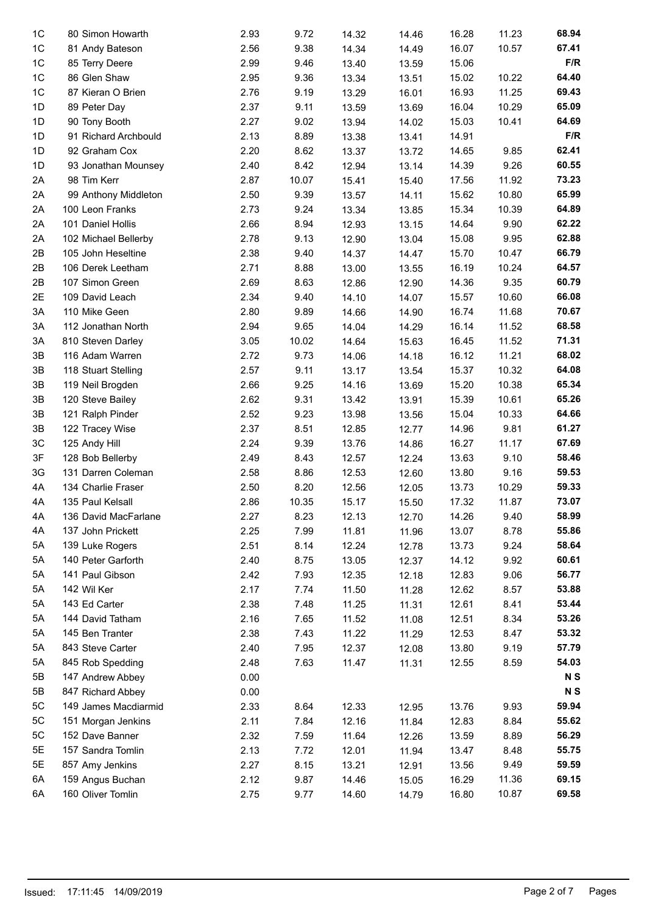| | | | | | | | | |
|---|---|---|---|---|---|---|---|---|
| 1C | 80 Simon Howarth | 2.93 | 9.72 | 14.32 | 14.46 | 16.28 | 11.23 | **68.94** |
| 1C | 81 Andy Bateson | 2.56 | 9.38 | 14.34 | 14.49 | 16.07 | 10.57 | **67.41** |
| 1C | 85 Terry Deere | 2.99 | 9.46 | 13.40 | 13.59 | 15.06 | | **F/R** |
| 1C | 86 Glen Shaw | 2.95 | 9.36 | 13.34 | 13.51 | 15.02 | 10.22 | **64.40** |
| 1C | 87 Kieran O Brien | 2.76 | 9.19 | 13.29 | 16.01 | 16.93 | 11.25 | **69.43** |
| 1D | 89 Peter Day | 2.37 | 9.11 | 13.59 | 13.69 | 16.04 | 10.29 | **65.09** |
| 1D | 90 Tony Booth | 2.27 | 9.02 | 13.94 | 14.02 | 15.03 | 10.41 | **64.69** |
| 1D | 91 Richard Archbould | 2.13 | 8.89 | 13.38 | 13.41 | 14.91 | | **F/R** |
| 1D | 92 Graham Cox | 2.20 | 8.62 | 13.37 | 13.72 | 14.65 | 9.85 | **62.41** |
| 1D | 93 Jonathan Mounsey | 2.40 | 8.42 | 12.94 | 13.14 | 14.39 | 9.26 | **60.55** |
| 2A | 98 Tim Kerr | 2.87 | 10.07 | 15.41 | 15.40 | 17.56 | 11.92 | **73.23** |
| 2A | 99 Anthony Middleton | 2.50 | 9.39 | 13.57 | 14.11 | 15.62 | 10.80 | **65.99** |
| 2A | 100 Leon Franks | 2.73 | 9.24 | 13.34 | 13.85 | 15.34 | 10.39 | **64.89** |
| 2A | 101 Daniel Hollis | 2.66 | 8.94 | 12.93 | 13.15 | 14.64 | 9.90 | **62.22** |
| 2A | 102 Michael Bellerby | 2.78 | 9.13 | 12.90 | 13.04 | 15.08 | 9.95 | **62.88** |
| 2B | 105 John Heseltine | 2.38 | 9.40 | 14.37 | 14.47 | 15.70 | 10.47 | **66.79** |
| 2B | 106 Derek Leetham | 2.71 | 8.88 | 13.00 | 13.55 | 16.19 | 10.24 | **64.57** |
| 2B | 107 Simon Green | 2.69 | 8.63 | 12.86 | 12.90 | 14.36 | 9.35 | **60.79** |
| 2E | 109 David Leach | 2.34 | 9.40 | 14.10 | 14.07 | 15.57 | 10.60 | **66.08** |
| 3A | 110 Mike Geen | 2.80 | 9.89 | 14.66 | 14.90 | 16.74 | 11.68 | **70.67** |
| 3A | 112 Jonathan North | 2.94 | 9.65 | 14.04 | 14.29 | 16.14 | 11.52 | **68.58** |
| 3A | 810 Steven Darley | 3.05 | 10.02 | 14.64 | 15.63 | 16.45 | 11.52 | **71.31** |
| 3B | 116 Adam Warren | 2.72 | 9.73 | 14.06 | 14.18 | 16.12 | 11.21 | **68.02** |
| 3B | 118 Stuart Stelling | 2.57 | 9.11 | 13.17 | 13.54 | 15.37 | 10.32 | **64.08** |
| 3B | 119 Neil Brogden | 2.66 | 9.25 | 14.16 | 13.69 | 15.20 | 10.38 | **65.34** |
| 3B | 120 Steve Bailey | 2.62 | 9.31 | 13.42 | 13.91 | 15.39 | 10.61 | **65.26** |
| 3B | 121 Ralph Pinder | 2.52 | 9.23 | 13.98 | 13.56 | 15.04 | 10.33 | **64.66** |
| 3B | 122 Tracey Wise | 2.37 | 8.51 | 12.85 | 12.77 | 14.96 | 9.81 | **61.27** |
| 3C | 125 Andy Hill | 2.24 | 9.39 | 13.76 | 14.86 | 16.27 | 11.17 | **67.69** |
| 3F | 128 Bob Bellerby | 2.49 | 8.43 | 12.57 | 12.24 | 13.63 | 9.10 | **58.46** |
| 3G | 131 Darren Coleman | 2.58 | 8.86 | 12.53 | 12.60 | 13.80 | 9.16 | **59.53** |
| 4A | 134 Charlie Fraser | 2.50 | 8.20 | 12.56 | 12.05 | 13.73 | 10.29 | **59.33** |
| 4A | 135 Paul Kelsall | 2.86 | 10.35 | 15.17 | 15.50 | 17.32 | 11.87 | **73.07** |
| 4A | 136 David MacFarlane | 2.27 | 8.23 | 12.13 | 12.70 | 14.26 | 9.40 | **58.99** |
| 4A | 137 John Prickett | 2.25 | 7.99 | 11.81 | 11.96 | 13.07 | 8.78 | **55.86** |
| 5A | 139 Luke Rogers | 2.51 | 8.14 | 12.24 | 12.78 | 13.73 | 9.24 | **58.64** |
| 5A | 140 Peter Garforth | 2.40 | 8.75 | 13.05 | 12.37 | 14.12 | 9.92 | **60.61** |
| 5A | 141 Paul Gibson | 2.42 | 7.93 | 12.35 | 12.18 | 12.83 | 9.06 | **56.77** |
| 5A | 142 Wil Ker | 2.17 | 7.74 | 11.50 | 11.28 | 12.62 | 8.57 | **53.88** |
| 5A | 143 Ed Carter | 2.38 | 7.48 | 11.25 | 11.31 | 12.61 | 8.41 | **53.44** |
| 5A | 144 David Tatham | 2.16 | 7.65 | 11.52 | 11.08 | 12.51 | 8.34 | **53.26** |
| 5A | 145 Ben Tranter | 2.38 | 7.43 | 11.22 | 11.29 | 12.53 | 8.47 | **53.32** |
| 5A | 843 Steve Carter | 2.40 | 7.95 | 12.37 | 12.08 | 13.80 | 9.19 | **57.79** |
| 5A | 845 Rob Spedding | 2.48 | 7.63 | 11.47 | 11.31 | 12.55 | 8.59 | **54.03** |
| 5B | 147 Andrew Abbey | 0.00 | | | | | | **N S** |
| 5B | 847 Richard Abbey | 0.00 | | | | | | **N S** |
| 5C | 149 James Macdiarmid | 2.33 | 8.64 | 12.33 | 12.95 | 13.76 | 9.93 | **59.94** |
| 5C | 151 Morgan Jenkins | 2.11 | 7.84 | 12.16 | 11.84 | 12.83 | 8.84 | **55.62** |
| 5C | 152 Dave Banner | 2.32 | 7.59 | 11.64 | 12.26 | 13.59 | 8.89 | **56.29** |
| 5E | 157 Sandra Tomlin | 2.13 | 7.72 | 12.01 | 11.94 | 13.47 | 8.48 | **55.75** |
| 5E | 857 Amy Jenkins | 2.27 | 8.15 | 13.21 | 12.91 | 13.56 | 9.49 | **59.59** |
| 6A | 159 Angus Buchan | 2.12 | 9.87 | 14.46 | 15.05 | 16.29 | 11.36 | **69.15** |
| 6A | 160 Oliver Tomlin | 2.75 | 9.77 | 14.60 | 14.79 | 16.80 | 10.87 | **69.58** |

Issued: 17:11:45 14/09/2019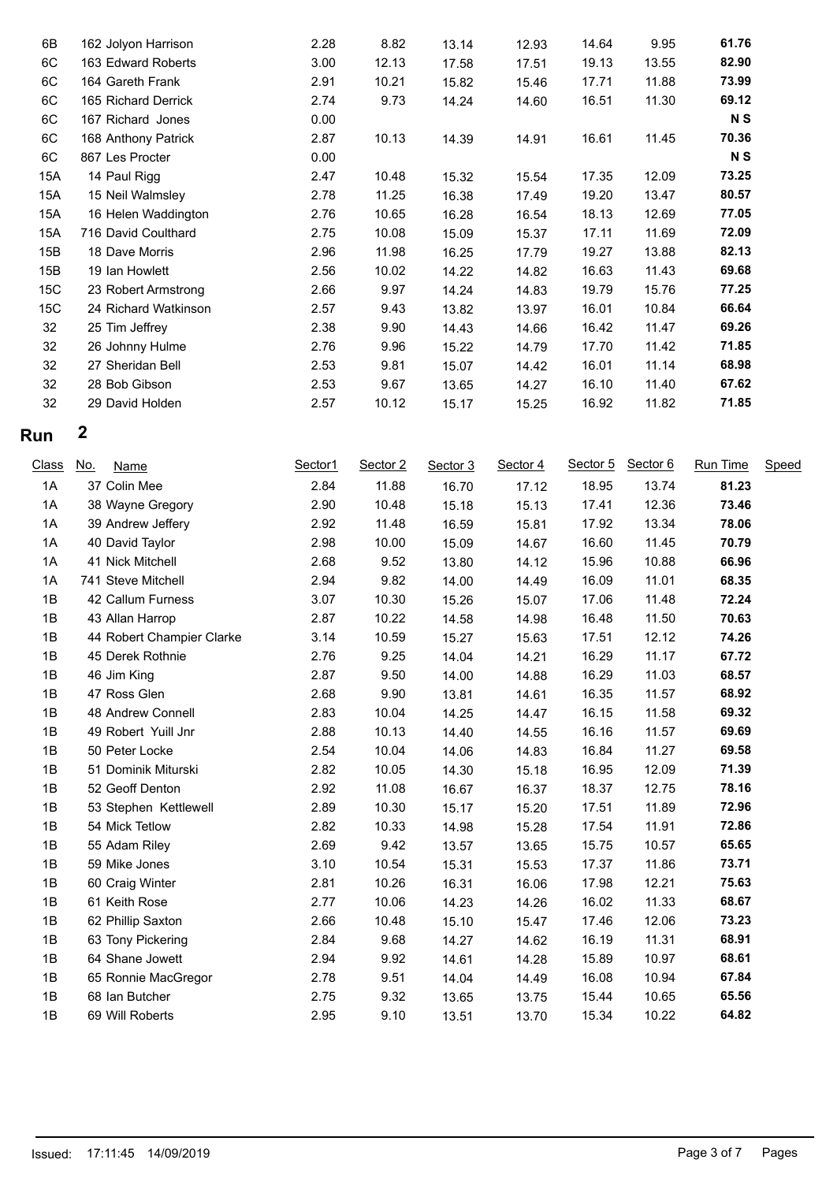| Class | No. | Name | Sector1 | Sector 2 | Sector 3 | Sector 4 | Sector 5 | Sector 6 | Run Time | Speed |
|---|---|---|---|---|---|---|---|---|---|---|
| 6B | 162 | Jolyon Harrison | 2.28 | 8.82 | 13.14 | 12.93 | 14.64 | 9.95 | **61.76** | |
| 6C | 163 | Edward Roberts | 3.00 | 12.13 | 17.58 | 17.51 | 19.13 | 13.55 | **82.90** | |
| 6C | 164 | Gareth Frank | 2.91 | 10.21 | 15.82 | 15.46 | 17.71 | 11.88 | **73.99** | |
| 6C | 165 | Richard Derrick | 2.74 | 9.73 | 14.24 | 14.60 | 16.51 | 11.30 | **69.12** | |
| 6C | 167 | Richard Jones | 0.00 | | | | | | **N S** | |
| 6C | 168 | Anthony Patrick | 2.87 | 10.13 | 14.39 | 14.91 | 16.61 | 11.45 | **70.36** | |
| 6C | 867 | Les Procter | 0.00 | | | | | | **N S** | |
| 15A | 14 | Paul Rigg | 2.47 | 10.48 | 15.32 | 15.54 | 17.35 | 12.09 | **73.25** | |
| 15A | 15 | Neil Walmsley | 2.78 | 11.25 | 16.38 | 17.49 | 19.20 | 13.47 | **80.57** | |
| 15A | 16 | Helen Waddington | 2.76 | 10.65 | 16.28 | 16.54 | 18.13 | 12.69 | **77.05** | |
| 15A | 716 | David Coulthard | 2.75 | 10.08 | 15.09 | 15.37 | 17.11 | 11.69 | **72.09** | |
| 15B | 18 | Dave Morris | 2.96 | 11.98 | 16.25 | 17.79 | 19.27 | 13.88 | **82.13** | |
| 15B | 19 | Ian Howlett | 2.56 | 10.02 | 14.22 | 14.82 | 16.63 | 11.43 | **69.68** | |
| 15C | 23 | Robert Armstrong | 2.66 | 9.97 | 14.24 | 14.83 | 19.79 | 15.76 | **77.25** | |
| 15C | 24 | Richard Watkinson | 2.57 | 9.43 | 13.82 | 13.97 | 16.01 | 10.84 | **66.64** | |
| 32 | 25 | Tim Jeffrey | 2.38 | 9.90 | 14.43 | 14.66 | 16.42 | 11.47 | **69.26** | |
| 32 | 26 | Johnny Hulme | 2.76 | 9.96 | 15.22 | 14.79 | 17.70 | 11.42 | **71.85** | |
| 32 | 27 | Sheridan Bell | 2.53 | 9.81 | 15.07 | 14.42 | 16.01 | 11.14 | **68.98** | |
| 32 | 28 | Bob Gibson | 2.53 | 9.67 | 13.65 | 14.27 | 16.10 | 11.40 | **67.62** | |
| 32 | 29 | David Holden | 2.57 | 10.12 | 15.17 | 15.25 | 16.92 | 11.82 | **71.85** | |

## Run 2

| Class | No. | Name | Sector1 | Sector 2 | Sector 3 | Sector 4 | Sector 5 | Sector 6 | Run Time | Speed |
|---|---|---|---|---|---|---|---|---|---|---|
| 1A | 37 | Colin Mee | 2.84 | 11.88 | 16.70 | 17.12 | 18.95 | 13.74 | **81.23** | |
| 1A | 38 | Wayne Gregory | 2.90 | 10.48 | 15.18 | 15.13 | 17.41 | 12.36 | **73.46** | |
| 1A | 39 | Andrew Jeffery | 2.92 | 11.48 | 16.59 | 15.81 | 17.92 | 13.34 | **78.06** | |
| 1A | 40 | David Taylor | 2.98 | 10.00 | 15.09 | 14.67 | 16.60 | 11.45 | **70.79** | |
| 1A | 41 | Nick Mitchell | 2.68 | 9.52 | 13.80 | 14.12 | 15.96 | 10.88 | **66.96** | |
| 1A | 741 | Steve Mitchell | 2.94 | 9.82 | 14.00 | 14.49 | 16.09 | 11.01 | **68.35** | |
| 1B | 42 | Callum Furness | 3.07 | 10.30 | 15.26 | 15.07 | 17.06 | 11.48 | **72.24** | |
| 1B | 43 | Allan Harrop | 2.87 | 10.22 | 14.58 | 14.98 | 16.48 | 11.50 | **70.63** | |
| 1B | 44 | Robert Champier Clarke | 3.14 | 10.59 | 15.27 | 15.63 | 17.51 | 12.12 | **74.26** | |
| 1B | 45 | Derek Rothnie | 2.76 | 9.25 | 14.04 | 14.21 | 16.29 | 11.17 | **67.72** | |
| 1B | 46 | Jim King | 2.87 | 9.50 | 14.00 | 14.88 | 16.29 | 11.03 | **68.57** | |
| 1B | 47 | Ross Glen | 2.68 | 9.90 | 13.81 | 14.61 | 16.35 | 11.57 | **68.92** | |
| 1B | 48 | Andrew Connell | 2.83 | 10.04 | 14.25 | 14.47 | 16.15 | 11.58 | **69.32** | |
| 1B | 49 | Robert Yuill Jnr | 2.88 | 10.13 | 14.40 | 14.55 | 16.16 | 11.57 | **69.69** | |
| 1B | 50 | Peter Locke | 2.54 | 10.04 | 14.06 | 14.83 | 16.84 | 11.27 | **69.58** | |
| 1B | 51 | Dominik Miturski | 2.82 | 10.05 | 14.30 | 15.18 | 16.95 | 12.09 | **71.39** | |
| 1B | 52 | Geoff Denton | 2.92 | 11.08 | 16.67 | 16.37 | 18.37 | 12.75 | **78.16** | |
| 1B | 53 | Stephen Kettlewell | 2.89 | 10.30 | 15.17 | 15.20 | 17.51 | 11.89 | **72.96** | |
| 1B | 54 | Mick Tetlow | 2.82 | 10.33 | 14.98 | 15.28 | 17.54 | 11.91 | **72.86** | |
| 1B | 55 | Adam Riley | 2.69 | 9.42 | 13.57 | 13.65 | 15.75 | 10.57 | **65.65** | |
| 1B | 59 | Mike Jones | 3.10 | 10.54 | 15.31 | 15.53 | 17.37 | 11.86 | **73.71** | |
| 1B | 60 | Craig Winter | 2.81 | 10.26 | 16.31 | 16.06 | 17.98 | 12.21 | **75.63** | |
| 1B | 61 | Keith Rose | 2.77 | 10.06 | 14.23 | 14.26 | 16.02 | 11.33 | **68.67** | |
| 1B | 62 | Phillip Saxton | 2.66 | 10.48 | 15.10 | 15.47 | 17.46 | 12.06 | **73.23** | |
| 1B | 63 | Tony Pickering | 2.84 | 9.68 | 14.27 | 14.62 | 16.19 | 11.31 | **68.91** | |
| 1B | 64 | Shane Jowett | 2.94 | 9.92 | 14.61 | 14.28 | 15.89 | 10.97 | **68.61** | |
| 1B | 65 | Ronnie MacGregor | 2.78 | 9.51 | 14.04 | 14.49 | 16.08 | 10.94 | **67.84** | |
| 1B | 68 | Ian Butcher | 2.75 | 9.32 | 13.65 | 13.75 | 15.44 | 10.65 | **65.56** | |
| 1B | 69 | Will Roberts | 2.95 | 9.10 | 13.51 | 13.70 | 15.34 | 10.22 | **64.82** | |

Issued: 17:11:45 14/09/2019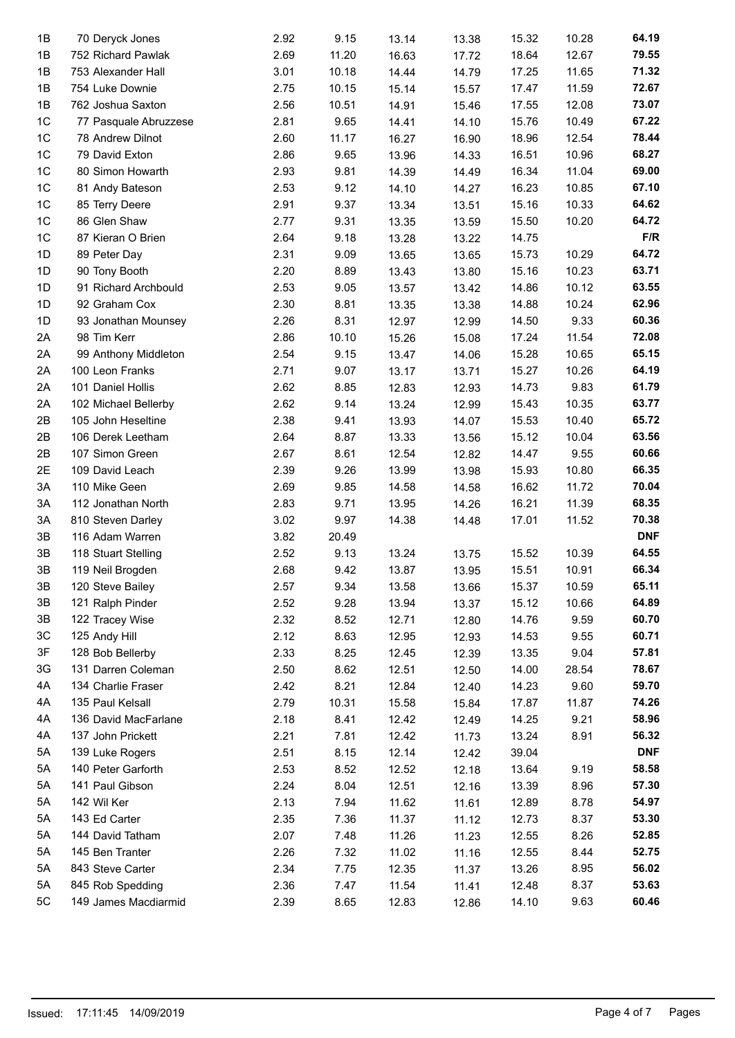| | | | | | | | | |
|---|---|---|---|---|---|---|---|---|
| 1B | 70 Deryck Jones | 2.92 | 9.15 | 13.14 | 13.38 | 15.32 | 10.28 | **64.19** |
| 1B | 752 Richard Pawlak | 2.69 | 11.20 | 16.63 | 17.72 | 18.64 | 12.67 | **79.55** |
| 1B | 753 Alexander Hall | 3.01 | 10.18 | 14.44 | 14.79 | 17.25 | 11.65 | **71.32** |
| 1B | 754 Luke Downie | 2.75 | 10.15 | 15.14 | 15.57 | 17.47 | 11.59 | **72.67** |
| 1B | 762 Joshua Saxton | 2.56 | 10.51 | 14.91 | 15.46 | 17.55 | 12.08 | **73.07** |
| 1C | 77 Pasquale Abruzzese | 2.81 | 9.65 | 14.41 | 14.10 | 15.76 | 10.49 | **67.22** |
| 1C | 78 Andrew Dilnot | 2.60 | 11.17 | 16.27 | 16.90 | 18.96 | 12.54 | **78.44** |
| 1C | 79 David Exton | 2.86 | 9.65 | 13.96 | 14.33 | 16.51 | 10.96 | **68.27** |
| 1C | 80 Simon Howarth | 2.93 | 9.81 | 14.39 | 14.49 | 16.34 | 11.04 | **69.00** |
| 1C | 81 Andy Bateson | 2.53 | 9.12 | 14.10 | 14.27 | 16.23 | 10.85 | **67.10** |
| 1C | 85 Terry Deere | 2.91 | 9.37 | 13.34 | 13.51 | 15.16 | 10.33 | **64.62** |
| 1C | 86 Glen Shaw | 2.77 | 9.31 | 13.35 | 13.59 | 15.50 | 10.20 | **64.72** |
| 1C | 87 Kieran O Brien | 2.64 | 9.18 | 13.28 | 13.22 | 14.75 | | **F/R** |
| 1D | 89 Peter Day | 2.31 | 9.09 | 13.65 | 13.65 | 15.73 | 10.29 | **64.72** |
| 1D | 90 Tony Booth | 2.20 | 8.89 | 13.43 | 13.80 | 15.16 | 10.23 | **63.71** |
| 1D | 91 Richard Archbould | 2.53 | 9.05 | 13.57 | 13.42 | 14.86 | 10.12 | **63.55** |
| 1D | 92 Graham Cox | 2.30 | 8.81 | 13.35 | 13.38 | 14.88 | 10.24 | **62.96** |
| 1D | 93 Jonathan Mounsey | 2.26 | 8.31 | 12.97 | 12.99 | 14.50 | 9.33 | **60.36** |
| 2A | 98 Tim Kerr | 2.86 | 10.10 | 15.26 | 15.08 | 17.24 | 11.54 | **72.08** |
| 2A | 99 Anthony Middleton | 2.54 | 9.15 | 13.47 | 14.06 | 15.28 | 10.65 | **65.15** |
| 2A | 100 Leon Franks | 2.71 | 9.07 | 13.17 | 13.71 | 15.27 | 10.26 | **64.19** |
| 2A | 101 Daniel Hollis | 2.62 | 8.85 | 12.83 | 12.93 | 14.73 | 9.83 | **61.79** |
| 2A | 102 Michael Bellerby | 2.62 | 9.14 | 13.24 | 12.99 | 15.43 | 10.35 | **63.77** |
| 2B | 105 John Heseltine | 2.38 | 9.41 | 13.93 | 14.07 | 15.53 | 10.40 | **65.72** |
| 2B | 106 Derek Leetham | 2.64 | 8.87 | 13.33 | 13.56 | 15.12 | 10.04 | **63.56** |
| 2B | 107 Simon Green | 2.67 | 8.61 | 12.54 | 12.82 | 14.47 | 9.55 | **60.66** |
| 2E | 109 David Leach | 2.39 | 9.26 | 13.99 | 13.98 | 15.93 | 10.80 | **66.35** |
| 3A | 110 Mike Geen | 2.69 | 9.85 | 14.58 | 14.58 | 16.62 | 11.72 | **70.04** |
| 3A | 112 Jonathan North | 2.83 | 9.71 | 13.95 | 14.26 | 16.21 | 11.39 | **68.35** |
| 3A | 810 Steven Darley | 3.02 | 9.97 | 14.38 | 14.48 | 17.01 | 11.52 | **70.38** |
| 3B | 116 Adam Warren | 3.82 | 20.49 | | | | | **DNF** |
| 3B | 118 Stuart Stelling | 2.52 | 9.13 | 13.24 | 13.75 | 15.52 | 10.39 | **64.55** |
| 3B | 119 Neil Brogden | 2.68 | 9.42 | 13.87 | 13.95 | 15.51 | 10.91 | **66.34** |
| 3B | 120 Steve Bailey | 2.57 | 9.34 | 13.58 | 13.66 | 15.37 | 10.59 | **65.11** |
| 3B | 121 Ralph Pinder | 2.52 | 9.28 | 13.94 | 13.37 | 15.12 | 10.66 | **64.89** |
| 3B | 122 Tracey Wise | 2.32 | 8.52 | 12.71 | 12.80 | 14.76 | 9.59 | **60.70** |
| 3C | 125 Andy Hill | 2.12 | 8.63 | 12.95 | 12.93 | 14.53 | 9.55 | **60.71** |
| 3F | 128 Bob Bellerby | 2.33 | 8.25 | 12.45 | 12.39 | 13.35 | 9.04 | **57.81** |
| 3G | 131 Darren Coleman | 2.50 | 8.62 | 12.51 | 12.50 | 14.00 | 28.54 | **78.67** |
| 4A | 134 Charlie Fraser | 2.42 | 8.21 | 12.84 | 12.40 | 14.23 | 9.60 | **59.70** |
| 4A | 135 Paul Kelsall | 2.79 | 10.31 | 15.58 | 15.84 | 17.87 | 11.87 | **74.26** |
| 4A | 136 David MacFarlane | 2.18 | 8.41 | 12.42 | 12.49 | 14.25 | 9.21 | **58.96** |
| 4A | 137 John Prickett | 2.21 | 7.81 | 12.42 | 11.73 | 13.24 | 8.91 | **56.32** |
| 5A | 139 Luke Rogers | 2.51 | 8.15 | 12.14 | 12.42 | 39.04 | | **DNF** |
| 5A | 140 Peter Garforth | 2.53 | 8.52 | 12.52 | 12.18 | 13.64 | 9.19 | **58.58** |
| 5A | 141 Paul Gibson | 2.24 | 8.04 | 12.51 | 12.16 | 13.39 | 8.96 | **57.30** |
| 5A | 142 Wil Ker | 2.13 | 7.94 | 11.62 | 11.61 | 12.89 | 8.78 | **54.97** |
| 5A | 143 Ed Carter | 2.35 | 7.36 | 11.37 | 11.12 | 12.73 | 8.37 | **53.30** |
| 5A | 144 David Tatham | 2.07 | 7.48 | 11.26 | 11.23 | 12.55 | 8.26 | **52.85** |
| 5A | 145 Ben Tranter | 2.26 | 7.32 | 11.02 | 11.16 | 12.55 | 8.44 | **52.75** |
| 5A | 843 Steve Carter | 2.34 | 7.75 | 12.35 | 11.37 | 13.26 | 8.95 | **56.02** |
| 5A | 845 Rob Spedding | 2.36 | 7.47 | 11.54 | 11.41 | 12.48 | 8.37 | **53.63** |
| 5C | 149 James Macdiarmid | 2.39 | 8.65 | 12.83 | 12.86 | 14.10 | 9.63 | **60.46** |

Issued: 17:11:45 14/09/2019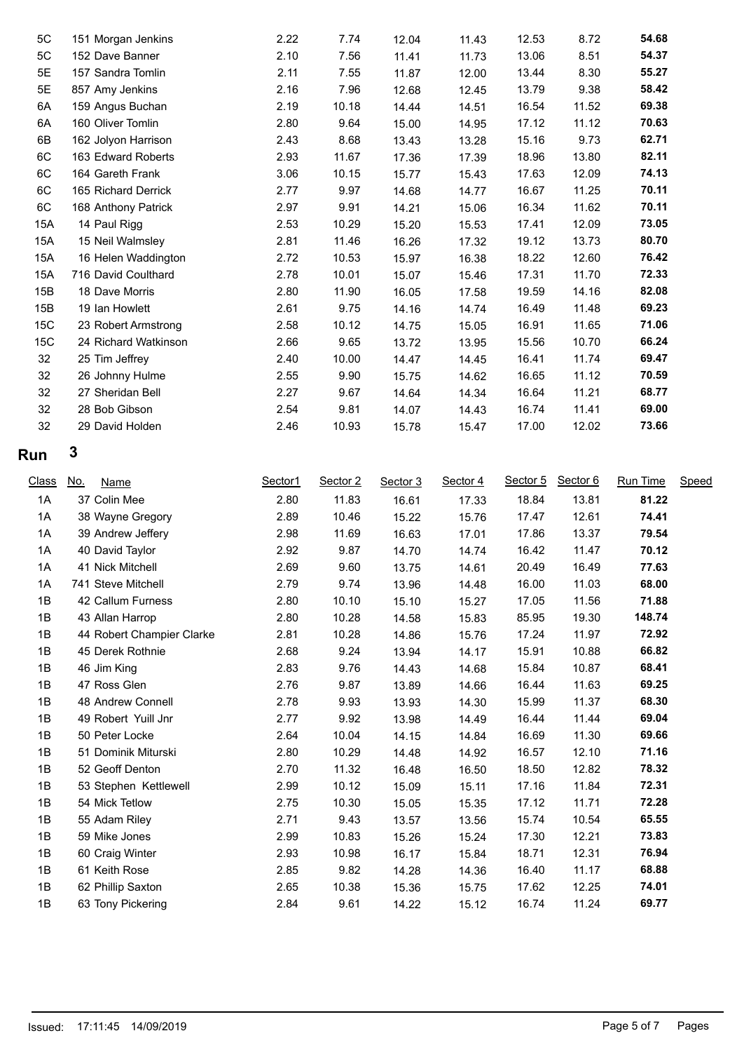| Class | No. Name | Sector1 | Sector 2 | Sector 3 | Sector 4 | Sector 5 | Sector 6 | Run Time | Speed |
|---|---|---|---|---|---|---|---|---|---|
| 5C | 151 Morgan Jenkins | 2.22 | 7.74 | 12.04 | 11.43 | 12.53 | 8.72 | **54.68** | |
| 5C | 152 Dave Banner | 2.10 | 7.56 | 11.41 | 11.73 | 13.06 | 8.51 | **54.37** | |
| 5E | 157 Sandra Tomlin | 2.11 | 7.55 | 11.87 | 12.00 | 13.44 | 8.30 | **55.27** | |
| 5E | 857 Amy Jenkins | 2.16 | 7.96 | 12.68 | 12.45 | 13.79 | 9.38 | **58.42** | |
| 6A | 159 Angus Buchan | 2.19 | 10.18 | 14.44 | 14.51 | 16.54 | 11.52 | **69.38** | |
| 6A | 160 Oliver Tomlin | 2.80 | 9.64 | 15.00 | 14.95 | 17.12 | 11.12 | **70.63** | |
| 6B | 162 Jolyon Harrison | 2.43 | 8.68 | 13.43 | 13.28 | 15.16 | 9.73 | **62.71** | |
| 6C | 163 Edward Roberts | 2.93 | 11.67 | 17.36 | 17.39 | 18.96 | 13.80 | **82.11** | |
| 6C | 164 Gareth Frank | 3.06 | 10.15 | 15.77 | 15.43 | 17.63 | 12.09 | **74.13** | |
| 6C | 165 Richard Derrick | 2.77 | 9.97 | 14.68 | 14.77 | 16.67 | 11.25 | **70.11** | |
| 6C | 168 Anthony Patrick | 2.97 | 9.91 | 14.21 | 15.06 | 16.34 | 11.62 | **70.11** | |
| 15A | 14 Paul Rigg | 2.53 | 10.29 | 15.20 | 15.53 | 17.41 | 12.09 | **73.05** | |
| 15A | 15 Neil Walmsley | 2.81 | 11.46 | 16.26 | 17.32 | 19.12 | 13.73 | **80.70** | |
| 15A | 16 Helen Waddington | 2.72 | 10.53 | 15.97 | 16.38 | 18.22 | 12.60 | **76.42** | |
| 15A | 716 David Coulthard | 2.78 | 10.01 | 15.07 | 15.46 | 17.31 | 11.70 | **72.33** | |
| 15B | 18 Dave Morris | 2.80 | 11.90 | 16.05 | 17.58 | 19.59 | 14.16 | **82.08** | |
| 15B | 19 Ian Howlett | 2.61 | 9.75 | 14.16 | 14.74 | 16.49 | 11.48 | **69.23** | |
| 15C | 23 Robert Armstrong | 2.58 | 10.12 | 14.75 | 15.05 | 16.91 | 11.65 | **71.06** | |
| 15C | 24 Richard Watkinson | 2.66 | 9.65 | 13.72 | 13.95 | 15.56 | 10.70 | **66.24** | |
| 32 | 25 Tim Jeffrey | 2.40 | 10.00 | 14.47 | 14.45 | 16.41 | 11.74 | **69.47** | |
| 32 | 26 Johnny Hulme | 2.55 | 9.90 | 15.75 | 14.62 | 16.65 | 11.12 | **70.59** | |
| 32 | 27 Sheridan Bell | 2.27 | 9.67 | 14.64 | 14.34 | 16.64 | 11.21 | **68.77** | |
| 32 | 28 Bob Gibson | 2.54 | 9.81 | 14.07 | 14.43 | 16.74 | 11.41 | **69.00** | |
| 32 | 29 David Holden | 2.46 | 10.93 | 15.78 | 15.47 | 17.00 | 12.02 | **73.66** | |

## Run 3

| Class | No. Name | Sector1 | Sector 2 | Sector 3 | Sector 4 | Sector 5 | Sector 6 | Run Time | Speed |
|---|---|---|---|---|---|---|---|---|---|
| 1A | 37 Colin Mee | 2.80 | 11.83 | 16.61 | 17.33 | 18.84 | 13.81 | **81.22** | |
| 1A | 38 Wayne Gregory | 2.89 | 10.46 | 15.22 | 15.76 | 17.47 | 12.61 | **74.41** | |
| 1A | 39 Andrew Jeffery | 2.98 | 11.69 | 16.63 | 17.01 | 17.86 | 13.37 | **79.54** | |
| 1A | 40 David Taylor | 2.92 | 9.87 | 14.70 | 14.74 | 16.42 | 11.47 | **70.12** | |
| 1A | 41 Nick Mitchell | 2.69 | 9.60 | 13.75 | 14.61 | 20.49 | 16.49 | **77.63** | |
| 1A | 741 Steve Mitchell | 2.79 | 9.74 | 13.96 | 14.48 | 16.00 | 11.03 | **68.00** | |
| 1B | 42 Callum Furness | 2.80 | 10.10 | 15.10 | 15.27 | 17.05 | 11.56 | **71.88** | |
| 1B | 43 Allan Harrop | 2.80 | 10.28 | 14.58 | 15.83 | 85.95 | 19.30 | **148.74** | |
| 1B | 44 Robert Champier Clarke | 2.81 | 10.28 | 14.86 | 15.76 | 17.24 | 11.97 | **72.92** | |
| 1B | 45 Derek Rothnie | 2.68 | 9.24 | 13.94 | 14.17 | 15.91 | 10.88 | **66.82** | |
| 1B | 46 Jim King | 2.83 | 9.76 | 14.43 | 14.68 | 15.84 | 10.87 | **68.41** | |
| 1B | 47 Ross Glen | 2.76 | 9.87 | 13.89 | 14.66 | 16.44 | 11.63 | **69.25** | |
| 1B | 48 Andrew Connell | 2.78 | 9.93 | 13.93 | 14.30 | 15.99 | 11.37 | **68.30** | |
| 1B | 49 Robert Yuill Jnr | 2.77 | 9.92 | 13.98 | 14.49 | 16.44 | 11.44 | **69.04** | |
| 1B | 50 Peter Locke | 2.64 | 10.04 | 14.15 | 14.84 | 16.69 | 11.30 | **69.66** | |
| 1B | 51 Dominik Miturski | 2.80 | 10.29 | 14.48 | 14.92 | 16.57 | 12.10 | **71.16** | |
| 1B | 52 Geoff Denton | 2.70 | 11.32 | 16.48 | 16.50 | 18.50 | 12.82 | **78.32** | |
| 1B | 53 Stephen Kettlewell | 2.99 | 10.12 | 15.09 | 15.11 | 17.16 | 11.84 | **72.31** | |
| 1B | 54 Mick Tetlow | 2.75 | 10.30 | 15.05 | 15.35 | 17.12 | 11.71 | **72.28** | |
| 1B | 55 Adam Riley | 2.71 | 9.43 | 13.57 | 13.56 | 15.74 | 10.54 | **65.55** | |
| 1B | 59 Mike Jones | 2.99 | 10.83 | 15.26 | 15.24 | 17.30 | 12.21 | **73.83** | |
| 1B | 60 Craig Winter | 2.93 | 10.98 | 16.17 | 15.84 | 18.71 | 12.31 | **76.94** | |
| 1B | 61 Keith Rose | 2.85 | 9.82 | 14.28 | 14.36 | 16.40 | 11.17 | **68.88** | |
| 1B | 62 Phillip Saxton | 2.65 | 10.38 | 15.36 | 15.75 | 17.62 | 12.25 | **74.01** | |
| 1B | 63 Tony Pickering | 2.84 | 9.61 | 14.22 | 15.12 | 16.74 | 11.24 | **69.77** | |

Issued: 17:11:45 14/09/2019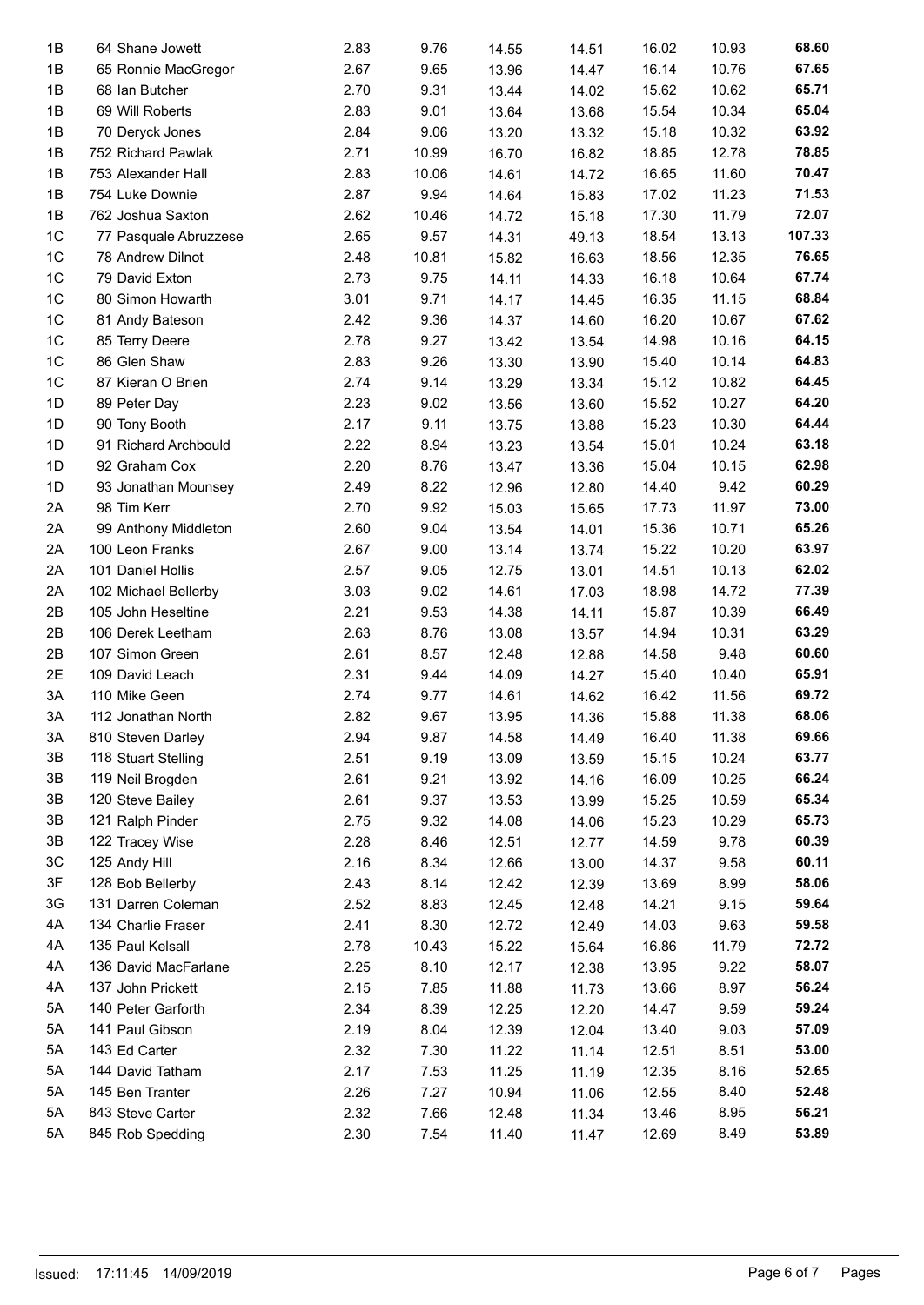| | | | | | | | | |
|---|---|---|---|---|---|---|---|---|
| 1B | 64 Shane Jowett | 2.83 | 9.76 | 14.55 | 14.51 | 16.02 | 10.93 | **68.60** |
| 1B | 65 Ronnie MacGregor | 2.67 | 9.65 | 13.96 | 14.47 | 16.14 | 10.76 | **67.65** |
| 1B | 68 Ian Butcher | 2.70 | 9.31 | 13.44 | 14.02 | 15.62 | 10.62 | **65.71** |
| 1B | 69 Will Roberts | 2.83 | 9.01 | 13.64 | 13.68 | 15.54 | 10.34 | **65.04** |
| 1B | 70 Deryck Jones | 2.84 | 9.06 | 13.20 | 13.32 | 15.18 | 10.32 | **63.92** |
| 1B | 752 Richard Pawlak | 2.71 | 10.99 | 16.70 | 16.82 | 18.85 | 12.78 | **78.85** |
| 1B | 753 Alexander Hall | 2.83 | 10.06 | 14.61 | 14.72 | 16.65 | 11.60 | **70.47** |
| 1B | 754 Luke Downie | 2.87 | 9.94 | 14.64 | 15.83 | 17.02 | 11.23 | **71.53** |
| 1B | 762 Joshua Saxton | 2.62 | 10.46 | 14.72 | 15.18 | 17.30 | 11.79 | **72.07** |
| 1C | 77 Pasquale Abruzzese | 2.65 | 9.57 | 14.31 | 49.13 | 18.54 | 13.13 | **107.33** |
| 1C | 78 Andrew Dilnot | 2.48 | 10.81 | 15.82 | 16.63 | 18.56 | 12.35 | **76.65** |
| 1C | 79 David Exton | 2.73 | 9.75 | 14.11 | 14.33 | 16.18 | 10.64 | **67.74** |
| 1C | 80 Simon Howarth | 3.01 | 9.71 | 14.17 | 14.45 | 16.35 | 11.15 | **68.84** |
| 1C | 81 Andy Bateson | 2.42 | 9.36 | 14.37 | 14.60 | 16.20 | 10.67 | **67.62** |
| 1C | 85 Terry Deere | 2.78 | 9.27 | 13.42 | 13.54 | 14.98 | 10.16 | **64.15** |
| 1C | 86 Glen Shaw | 2.83 | 9.26 | 13.30 | 13.90 | 15.40 | 10.14 | **64.83** |
| 1C | 87 Kieran O Brien | 2.74 | 9.14 | 13.29 | 13.34 | 15.12 | 10.82 | **64.45** |
| 1D | 89 Peter Day | 2.23 | 9.02 | 13.56 | 13.60 | 15.52 | 10.27 | **64.20** |
| 1D | 90 Tony Booth | 2.17 | 9.11 | 13.75 | 13.88 | 15.23 | 10.30 | **64.44** |
| 1D | 91 Richard Archbould | 2.22 | 8.94 | 13.23 | 13.54 | 15.01 | 10.24 | **63.18** |
| 1D | 92 Graham Cox | 2.20 | 8.76 | 13.47 | 13.36 | 15.04 | 10.15 | **62.98** |
| 1D | 93 Jonathan Mounsey | 2.49 | 8.22 | 12.96 | 12.80 | 14.40 | 9.42 | **60.29** |
| 2A | 98 Tim Kerr | 2.70 | 9.92 | 15.03 | 15.65 | 17.73 | 11.97 | **73.00** |
| 2A | 99 Anthony Middleton | 2.60 | 9.04 | 13.54 | 14.01 | 15.36 | 10.71 | **65.26** |
| 2A | 100 Leon Franks | 2.67 | 9.00 | 13.14 | 13.74 | 15.22 | 10.20 | **63.97** |
| 2A | 101 Daniel Hollis | 2.57 | 9.05 | 12.75 | 13.01 | 14.51 | 10.13 | **62.02** |
| 2A | 102 Michael Bellerby | 3.03 | 9.02 | 14.61 | 17.03 | 18.98 | 14.72 | **77.39** |
| 2B | 105 John Heseltine | 2.21 | 9.53 | 14.38 | 14.11 | 15.87 | 10.39 | **66.49** |
| 2B | 106 Derek Leetham | 2.63 | 8.76 | 13.08 | 13.57 | 14.94 | 10.31 | **63.29** |
| 2B | 107 Simon Green | 2.61 | 8.57 | 12.48 | 12.88 | 14.58 | 9.48 | **60.60** |
| 2E | 109 David Leach | 2.31 | 9.44 | 14.09 | 14.27 | 15.40 | 10.40 | **65.91** |
| 3A | 110 Mike Geen | 2.74 | 9.77 | 14.61 | 14.62 | 16.42 | 11.56 | **69.72** |
| 3A | 112 Jonathan North | 2.82 | 9.67 | 13.95 | 14.36 | 15.88 | 11.38 | **68.06** |
| 3A | 810 Steven Darley | 2.94 | 9.87 | 14.58 | 14.49 | 16.40 | 11.38 | **69.66** |
| 3B | 118 Stuart Stelling | 2.51 | 9.19 | 13.09 | 13.59 | 15.15 | 10.24 | **63.77** |
| 3B | 119 Neil Brogden | 2.61 | 9.21 | 13.92 | 14.16 | 16.09 | 10.25 | **66.24** |
| 3B | 120 Steve Bailey | 2.61 | 9.37 | 13.53 | 13.99 | 15.25 | 10.59 | **65.34** |
| 3B | 121 Ralph Pinder | 2.75 | 9.32 | 14.08 | 14.06 | 15.23 | 10.29 | **65.73** |
| 3B | 122 Tracey Wise | 2.28 | 8.46 | 12.51 | 12.77 | 14.59 | 9.78 | **60.39** |
| 3C | 125 Andy Hill | 2.16 | 8.34 | 12.66 | 13.00 | 14.37 | 9.58 | **60.11** |
| 3F | 128 Bob Bellerby | 2.43 | 8.14 | 12.42 | 12.39 | 13.69 | 8.99 | **58.06** |
| 3G | 131 Darren Coleman | 2.52 | 8.83 | 12.45 | 12.48 | 14.21 | 9.15 | **59.64** |
| 4A | 134 Charlie Fraser | 2.41 | 8.30 | 12.72 | 12.49 | 14.03 | 9.63 | **59.58** |
| 4A | 135 Paul Kelsall | 2.78 | 10.43 | 15.22 | 15.64 | 16.86 | 11.79 | **72.72** |
| 4A | 136 David MacFarlane | 2.25 | 8.10 | 12.17 | 12.38 | 13.95 | 9.22 | **58.07** |
| 4A | 137 John Prickett | 2.15 | 7.85 | 11.88 | 11.73 | 13.66 | 8.97 | **56.24** |
| 5A | 140 Peter Garforth | 2.34 | 8.39 | 12.25 | 12.20 | 14.47 | 9.59 | **59.24** |
| 5A | 141 Paul Gibson | 2.19 | 8.04 | 12.39 | 12.04 | 13.40 | 9.03 | **57.09** |
| 5A | 143 Ed Carter | 2.32 | 7.30 | 11.22 | 11.14 | 12.51 | 8.51 | **53.00** |
| 5A | 144 David Tatham | 2.17 | 7.53 | 11.25 | 11.19 | 12.35 | 8.16 | **52.65** |
| 5A | 145 Ben Tranter | 2.26 | 7.27 | 10.94 | 11.06 | 12.55 | 8.40 | **52.48** |
| 5A | 843 Steve Carter | 2.32 | 7.66 | 12.48 | 11.34 | 13.46 | 8.95 | **56.21** |
| 5A | 845 Rob Spedding | 2.30 | 7.54 | 11.40 | 11.47 | 12.69 | 8.49 | **53.89** |

Issued: 17:11:45 14/09/2019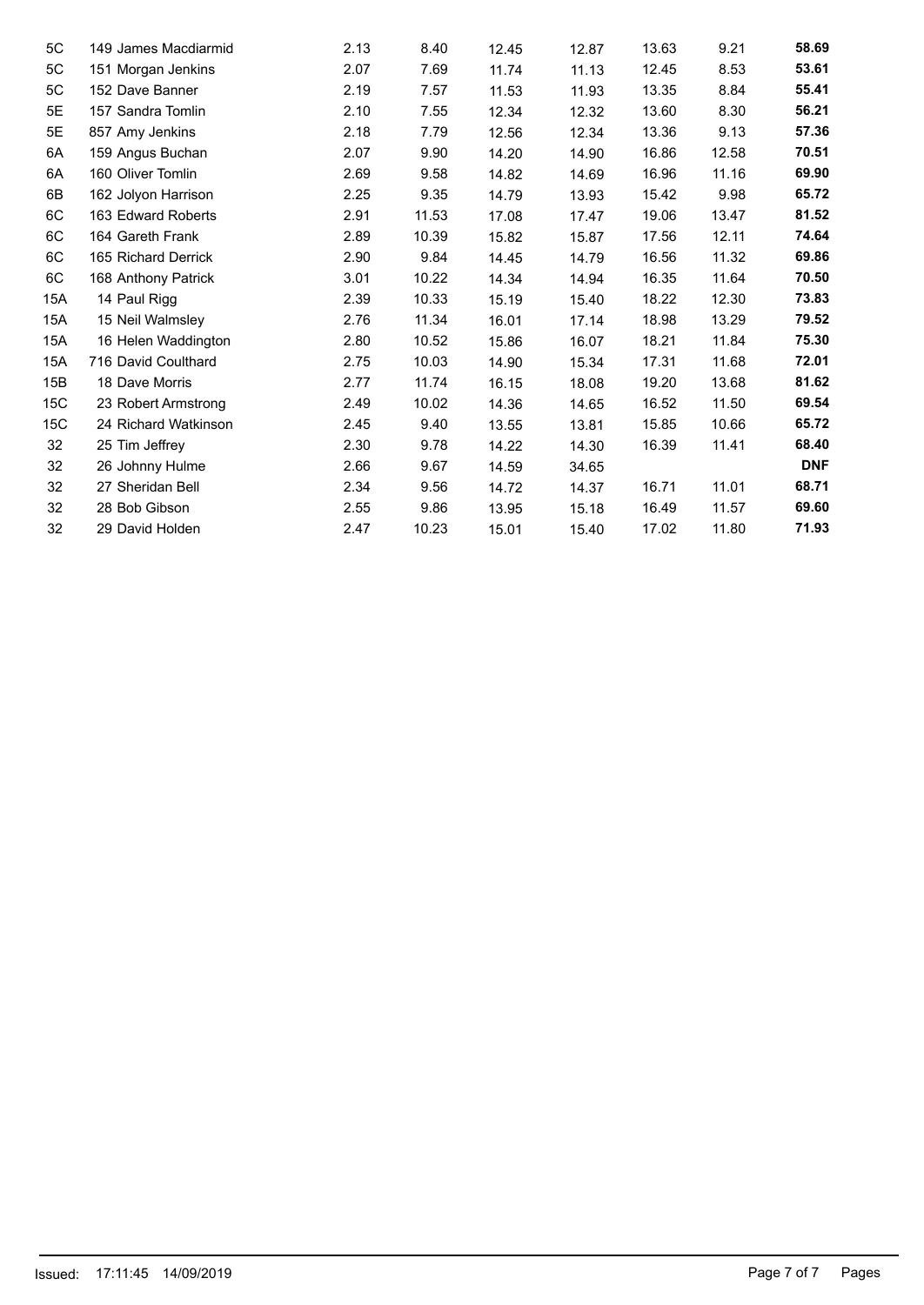| | | | | | | | | |
|---|---|---|---|---|---|---|---|---|
| 5C | 149 James Macdiarmid | 2.13 | 8.40 | 12.45 | 12.87 | 13.63 | 9.21 | **58.69** |
| 5C | 151 Morgan Jenkins | 2.07 | 7.69 | 11.74 | 11.13 | 12.45 | 8.53 | **53.61** |
| 5C | 152 Dave Banner | 2.19 | 7.57 | 11.53 | 11.93 | 13.35 | 8.84 | **55.41** |
| 5E | 157 Sandra Tomlin | 2.10 | 7.55 | 12.34 | 12.32 | 13.60 | 8.30 | **56.21** |
| 5E | 857 Amy Jenkins | 2.18 | 7.79 | 12.56 | 12.34 | 13.36 | 9.13 | **57.36** |
| 6A | 159 Angus Buchan | 2.07 | 9.90 | 14.20 | 14.90 | 16.86 | 12.58 | **70.51** |
| 6A | 160 Oliver Tomlin | 2.69 | 9.58 | 14.82 | 14.69 | 16.96 | 11.16 | **69.90** |
| 6B | 162 Jolyon Harrison | 2.25 | 9.35 | 14.79 | 13.93 | 15.42 | 9.98 | **65.72** |
| 6C | 163 Edward Roberts | 2.91 | 11.53 | 17.08 | 17.47 | 19.06 | 13.47 | **81.52** |
| 6C | 164 Gareth Frank | 2.89 | 10.39 | 15.82 | 15.87 | 17.56 | 12.11 | **74.64** |
| 6C | 165 Richard Derrick | 2.90 | 9.84 | 14.45 | 14.79 | 16.56 | 11.32 | **69.86** |
| 6C | 168 Anthony Patrick | 3.01 | 10.22 | 14.34 | 14.94 | 16.35 | 11.64 | **70.50** |
| 15A | 14 Paul Rigg | 2.39 | 10.33 | 15.19 | 15.40 | 18.22 | 12.30 | **73.83** |
| 15A | 15 Neil Walmsley | 2.76 | 11.34 | 16.01 | 17.14 | 18.98 | 13.29 | **79.52** |
| 15A | 16 Helen Waddington | 2.80 | 10.52 | 15.86 | 16.07 | 18.21 | 11.84 | **75.30** |
| 15A | 716 David Coulthard | 2.75 | 10.03 | 14.90 | 15.34 | 17.31 | 11.68 | **72.01** |
| 15B | 18 Dave Morris | 2.77 | 11.74 | 16.15 | 18.08 | 19.20 | 13.68 | **81.62** |
| 15C | 23 Robert Armstrong | 2.49 | 10.02 | 14.36 | 14.65 | 16.52 | 11.50 | **69.54** |
| 15C | 24 Richard Watkinson | 2.45 | 9.40 | 13.55 | 13.81 | 15.85 | 10.66 | **65.72** |
| 32 | 25 Tim Jeffrey | 2.30 | 9.78 | 14.22 | 14.30 | 16.39 | 11.41 | **68.40** |
| 32 | 26 Johnny Hulme | 2.66 | 9.67 | 14.59 | 34.65 | | | **DNF** |
| 32 | 27 Sheridan Bell | 2.34 | 9.56 | 14.72 | 14.37 | 16.71 | 11.01 | **68.71** |
| 32 | 28 Bob Gibson | 2.55 | 9.86 | 13.95 | 15.18 | 16.49 | 11.57 | **69.60** |
| 32 | 29 David Holden | 2.47 | 10.23 | 15.01 | 15.40 | 17.02 | 11.80 | **71.93** |

Issued: 17:11:45 14/09/2019